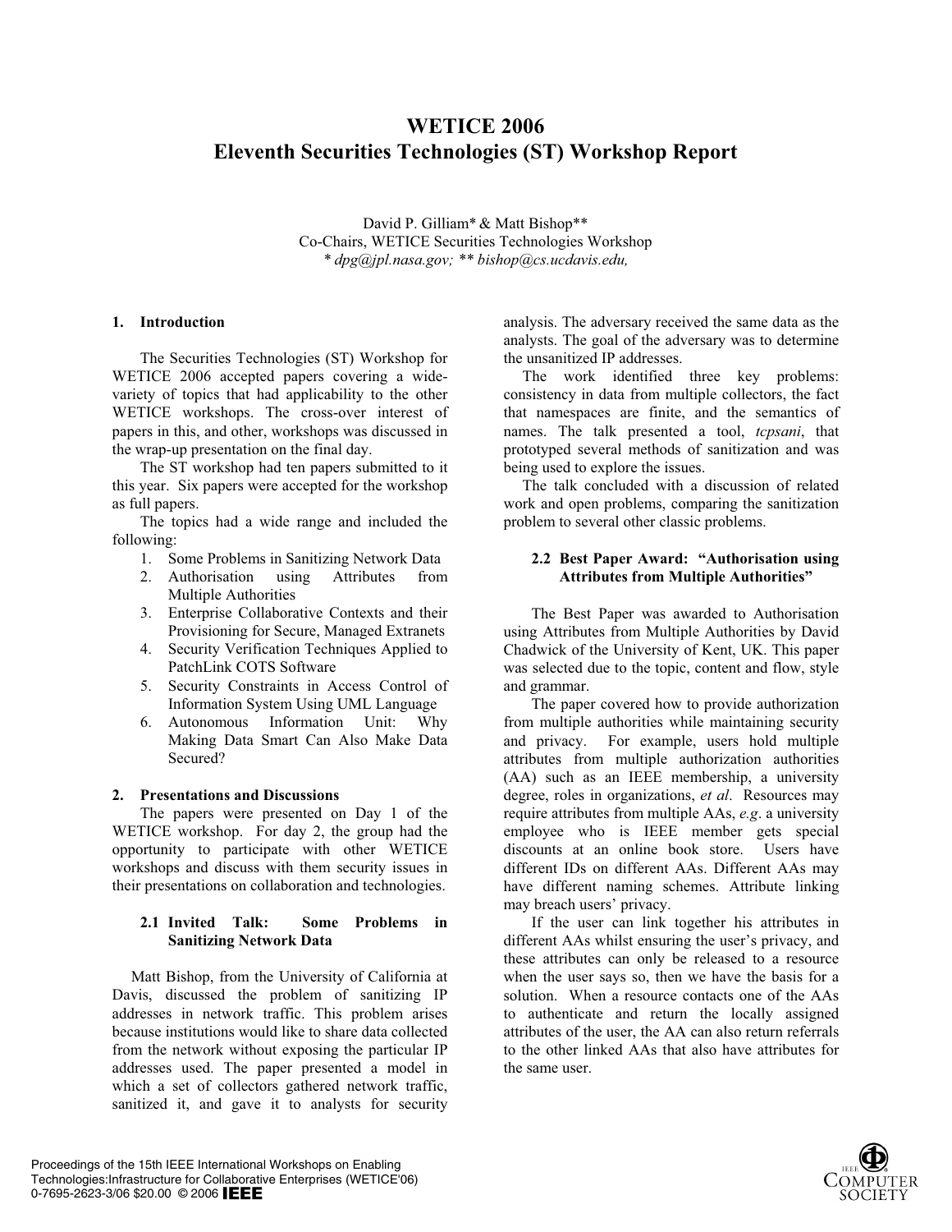# WETICE 2006
# Eleventh Securities Technologies (ST) Workshop Report

David P. Gilliam* & Matt Bishop**
Co-Chairs, WETICE Securities Technologies Workshop
*\* dpg@jpl.nasa.gov; \*\* bishop@cs.ucdavis.edu,*

## 1. Introduction

The Securities Technologies (ST) Workshop for WETICE 2006 accepted papers covering a wide-variety of topics that had applicability to the other WETICE workshops. The cross-over interest of papers in this, and other, workshops was discussed in the wrap-up presentation on the final day.

The ST workshop had ten papers submitted to it this year. Six papers were accepted for the workshop as full papers.

The topics had a wide range and included the following:

1. Some Problems in Sanitizing Network Data
2. Authorisation using Attributes from Multiple Authorities
3. Enterprise Collaborative Contexts and their Provisioning for Secure, Managed Extranets
4. Security Verification Techniques Applied to PatchLink COTS Software
5. Security Constraints in Access Control of Information System Using UML Language
6. Autonomous Information Unit: Why Making Data Smart Can Also Make Data Secured?

## 2. Presentations and Discussions

The papers were presented on Day 1 of the WETICE workshop. For day 2, the group had the opportunity to participate with other WETICE workshops and discuss with them security issues in their presentations on collaboration and technologies.

### 2.1 Invited Talk: Some Problems in Sanitizing Network Data

Matt Bishop, from the University of California at Davis, discussed the problem of sanitizing IP addresses in network traffic. This problem arises because institutions would like to share data collected from the network without exposing the particular IP addresses used. The paper presented a model in which a set of collectors gathered network traffic, sanitized it, and gave it to analysts for security analysis. The adversary received the same data as the analysts. The goal of the adversary was to determine the unsanitized IP addresses.

The work identified three key problems: consistency in data from multiple collectors, the fact that namespaces are finite, and the semantics of names. The talk presented a tool, *tcpsani*, that prototyped several methods of sanitization and was being used to explore the issues.

The talk concluded with a discussion of related work and open problems, comparing the sanitization problem to several other classic problems.

### 2.2 Best Paper Award: "Authorisation using Attributes from Multiple Authorities"

The Best Paper was awarded to Authorisation using Attributes from Multiple Authorities by David Chadwick of the University of Kent, UK. This paper was selected due to the topic, content and flow, style and grammar.

The paper covered how to provide authorization from multiple authorities while maintaining security and privacy. For example, users hold multiple attributes from multiple authorization authorities (AA) such as an IEEE membership, a university degree, roles in organizations, *et al*. Resources may require attributes from multiple AAs, *e.g*. a university employee who is IEEE member gets special discounts at an online book store. Users have different IDs on different AAs. Different AAs may have different naming schemes. Attribute linking may breach users' privacy.

If the user can link together his attributes in different AAs whilst ensuring the user's privacy, and these attributes can only be released to a resource when the user says so, then we have the basis for a solution. When a resource contacts one of the AAs to authenticate and return the locally assigned attributes of the user, the AA can also return referrals to the other linked AAs that also have attributes for the same user.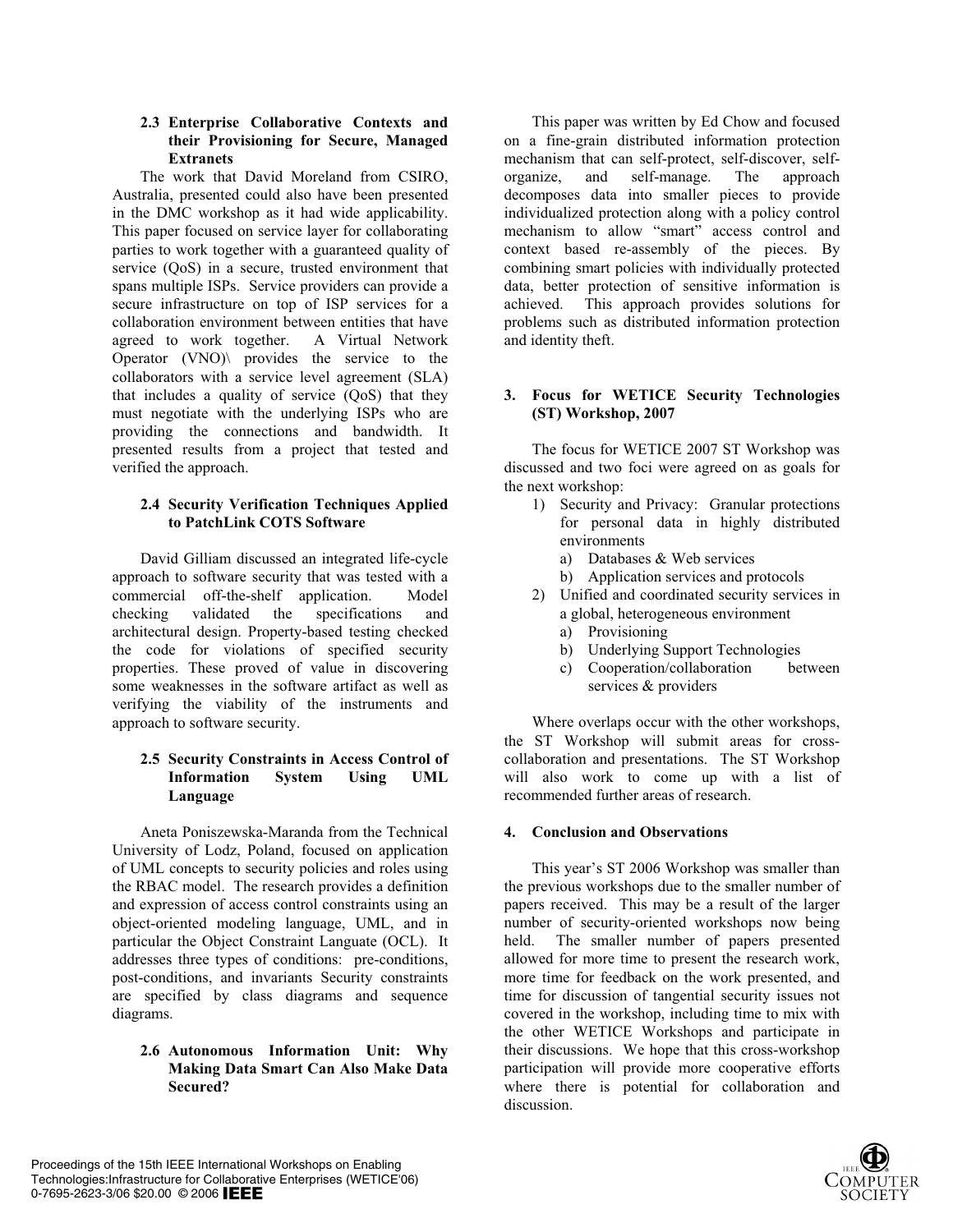### 2.3 Enterprise Collaborative Contexts and their Provisioning for Secure, Managed Extranets

The work that David Moreland from CSIRO, Australia, presented could also have been presented in the DMC workshop as it had wide applicability. This paper focused on service layer for collaborating parties to work together with a guaranteed quality of service (QoS) in a secure, trusted environment that spans multiple ISPs. Service providers can provide a secure infrastructure on top of ISP services for a collaboration environment between entities that have agreed to work together. A Virtual Network Operator (VNO)\ provides the service to the collaborators with a service level agreement (SLA) that includes a quality of service (QoS) that they must negotiate with the underlying ISPs who are providing the connections and bandwidth. It presented results from a project that tested and verified the approach.

### 2.4 Security Verification Techniques Applied to PatchLink COTS Software

David Gilliam discussed an integrated life-cycle approach to software security that was tested with a commercial off-the-shelf application. Model checking validated the specifications and architectural design. Property-based testing checked the code for violations of specified security properties. These proved of value in discovering some weaknesses in the software artifact as well as verifying the viability of the instruments and approach to software security.

### 2.5 Security Constraints in Access Control of Information System Using UML Language

Aneta Poniszewska-Maranda from the Technical University of Lodz, Poland, focused on application of UML concepts to security policies and roles using the RBAC model. The research provides a definition and expression of access control constraints using an object-oriented modeling language, UML, and in particular the Object Constraint Languate (OCL). It addresses three types of conditions: pre-conditions, post-conditions, and invariants Security constraints are specified by class diagrams and sequence diagrams.

### 2.6 Autonomous Information Unit: Why Making Data Smart Can Also Make Data Secured?

This paper was written by Ed Chow and focused on a fine-grain distributed information protection mechanism that can self-protect, self-discover, self-organize, and self-manage. The approach decomposes data into smaller pieces to provide individualized protection along with a policy control mechanism to allow "smart" access control and context based re-assembly of the pieces. By combining smart policies with individually protected data, better protection of sensitive information is achieved. This approach provides solutions for problems such as distributed information protection and identity theft.

## 3. Focus for WETICE Security Technologies (ST) Workshop, 2007

The focus for WETICE 2007 ST Workshop was discussed and two foci were agreed on as goals for the next workshop:

1) Security and Privacy: Granular protections for personal data in highly distributed environments
   a) Databases & Web services
   b) Application services and protocols
2) Unified and coordinated security services in a global, heterogeneous environment
   a) Provisioning
   b) Underlying Support Technologies
   c) Cooperation/collaboration between services & providers

Where overlaps occur with the other workshops, the ST Workshop will submit areas for cross-collaboration and presentations. The ST Workshop will also work to come up with a list of recommended further areas of research.

## 4. Conclusion and Observations

This year's ST 2006 Workshop was smaller than the previous workshops due to the smaller number of papers received. This may be a result of the larger number of security-oriented workshops now being held. The smaller number of papers presented allowed for more time to present the research work, more time for feedback on the work presented, and time for discussion of tangential security issues not covered in the workshop, including time to mix with the other WETICE Workshops and participate in their discussions. We hope that this cross-workshop participation will provide more cooperative efforts where there is potential for collaboration and discussion.